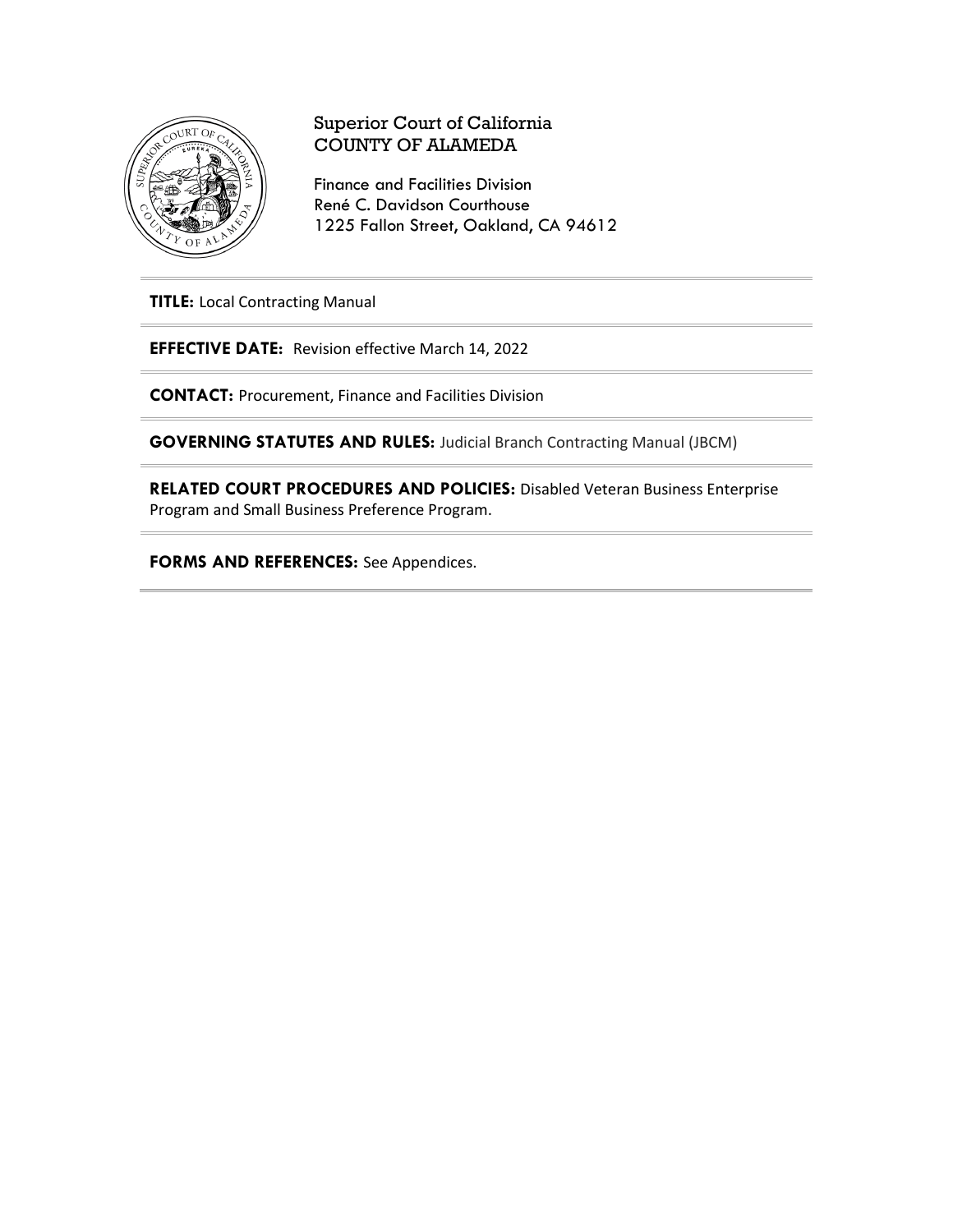Superior Court of California
COUNTY OF ALAMEDA

Finance and Facilities Division
René C. Davidson Courthouse
1225 Fallon Street, Oakland, CA 94612

---

**TITLE:** Local Contracting Manual

---

**EFFECTIVE DATE:** Revision effective March 14, 2022

---

**CONTACT:** Procurement, Finance and Facilities Division

---

**GOVERNING STATUTES AND RULES:** Judicial Branch Contracting Manual (JBCM)

---

**RELATED COURT PROCEDURES AND POLICIES:** Disabled Veteran Business Enterprise Program and Small Business Preference Program.

---

**FORMS AND REFERENCES:** See Appendices.

---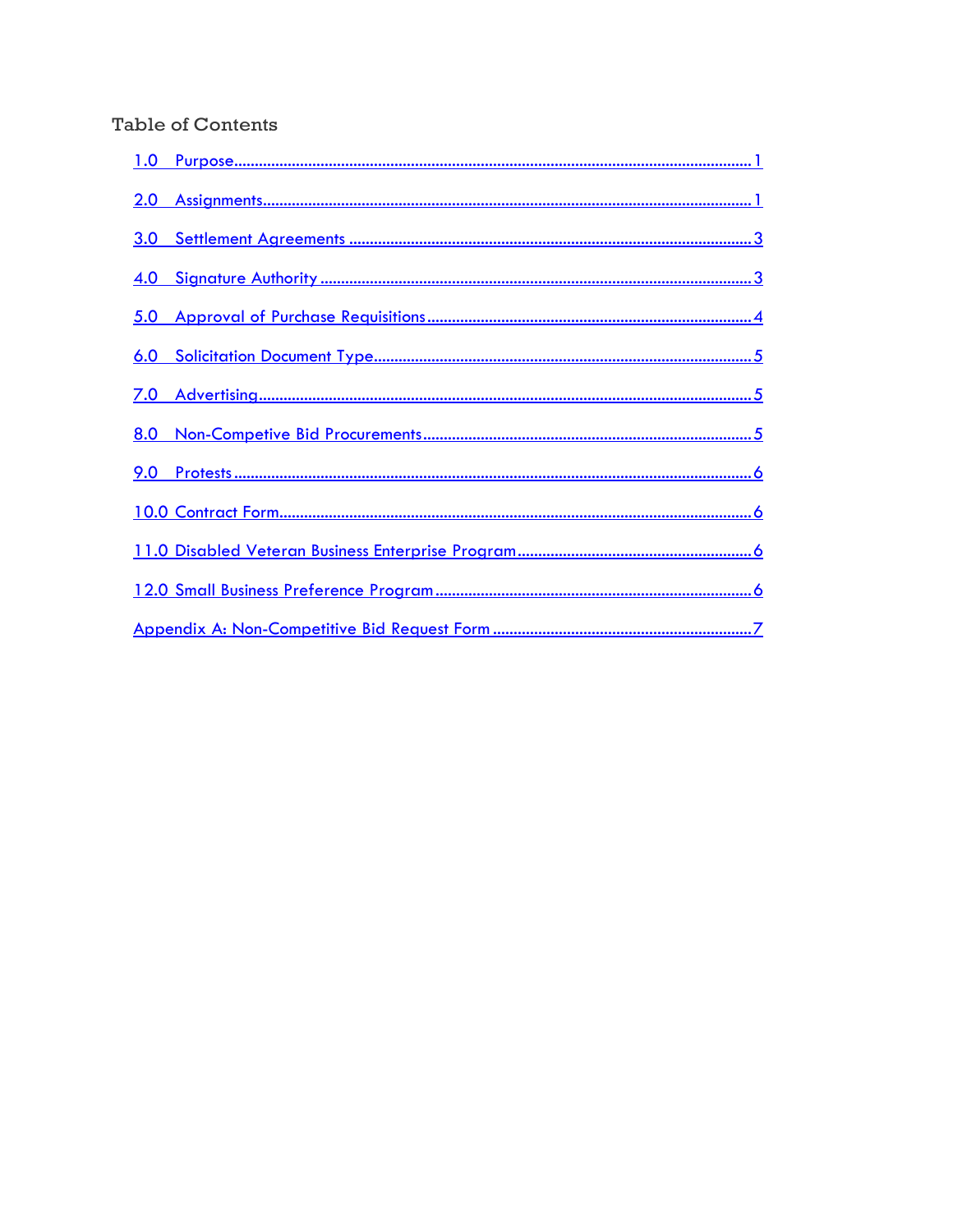## Table of Contents

1.0 Purpose ........................................................................................................................ 1

2.0 Assignments ................................................................................................................. 1

3.0 Settlement Agreements ................................................................................................ 3

4.0 Signature Authority ...................................................................................................... 3

5.0 Approval of Purchase Requisitions ............................................................................... 4

6.0 Solicitation Document Type .......................................................................................... 5

7.0 Advertising ................................................................................................................... 5

8.0 Non-Competive Bid Procurements ............................................................................... 5

9.0 Protests ........................................................................................................................ 6

10.0 Contract Form .............................................................................................................. 6

11.0 Disabled Veteran Business Enterprise Program ........................................................... 6

12.0 Small Business Preference Program ............................................................................ 6

Appendix A: Non-Competitive Bid Request Form ............................................................... 7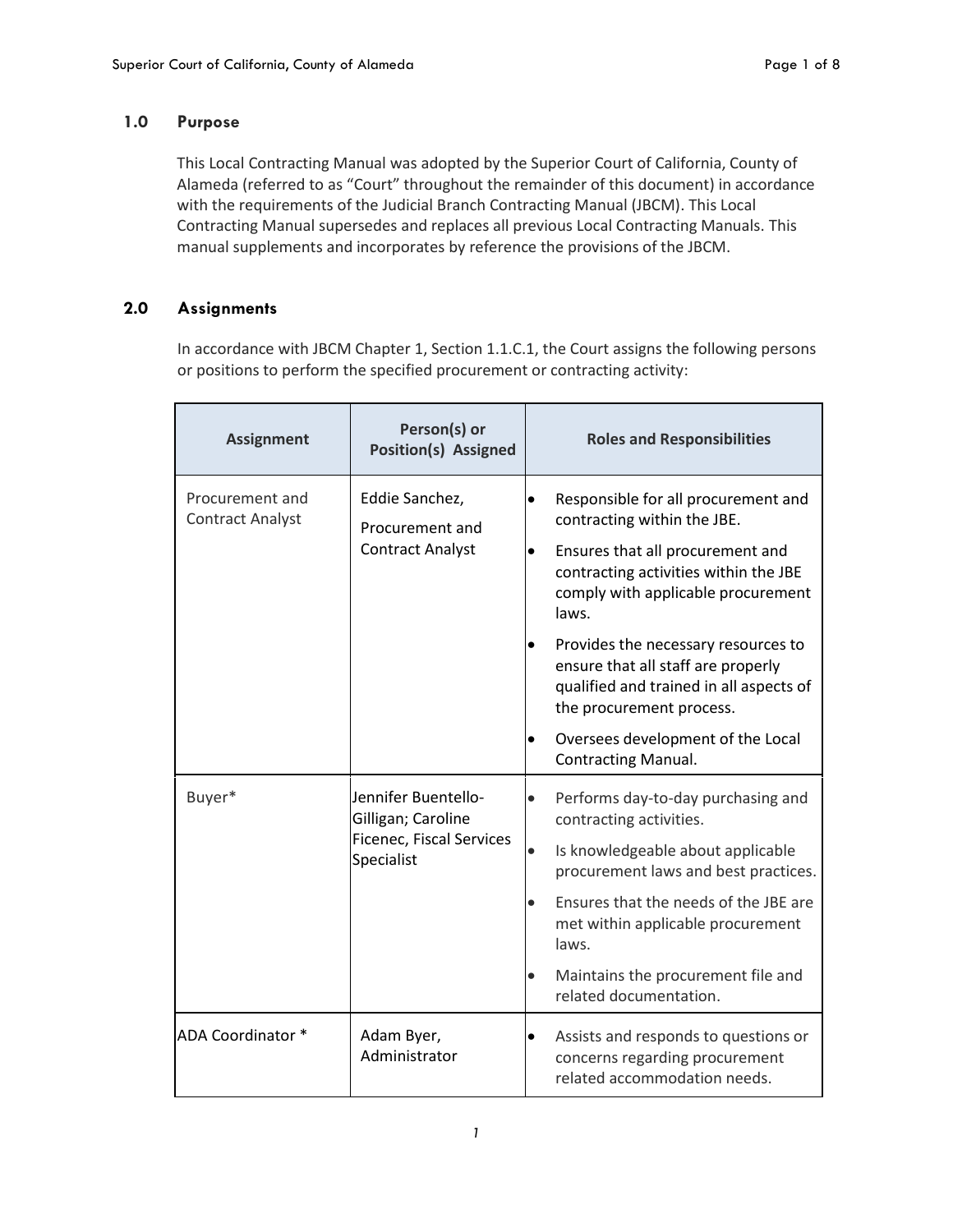## 1.0 Purpose

This Local Contracting Manual was adopted by the Superior Court of California, County of Alameda (referred to as "Court" throughout the remainder of this document) in accordance with the requirements of the Judicial Branch Contracting Manual (JBCM). This Local Contracting Manual supersedes and replaces all previous Local Contracting Manuals. This manual supplements and incorporates by reference the provisions of the JBCM.

## 2.0 Assignments

In accordance with JBCM Chapter 1, Section 1.1.C.1, the Court assigns the following persons or positions to perform the specified procurement or contracting activity:

| Assignment | Person(s) or Position(s) Assigned | Roles and Responsibilities |
|---|---|---|
| Procurement and Contract Analyst | Eddie Sanchez, Procurement and Contract Analyst | • Responsible for all procurement and contracting within the JBE.<br>• Ensures that all procurement and contracting activities within the JBE comply with applicable procurement laws.<br>• Provides the necessary resources to ensure that all staff are properly qualified and trained in all aspects of the procurement process.<br>• Oversees development of the Local Contracting Manual. |
| Buyer* | Jennifer Buentello-Gilligan; Caroline Ficenec, Fiscal Services Specialist | • Performs day-to-day purchasing and contracting activities.<br>• Is knowledgeable about applicable procurement laws and best practices.<br>• Ensures that the needs of the JBE are met within applicable procurement laws.<br>• Maintains the procurement file and related documentation. |
| ADA Coordinator * | Adam Byer, Administrator | • Assists and responds to questions or concerns regarding procurement related accommodation needs. |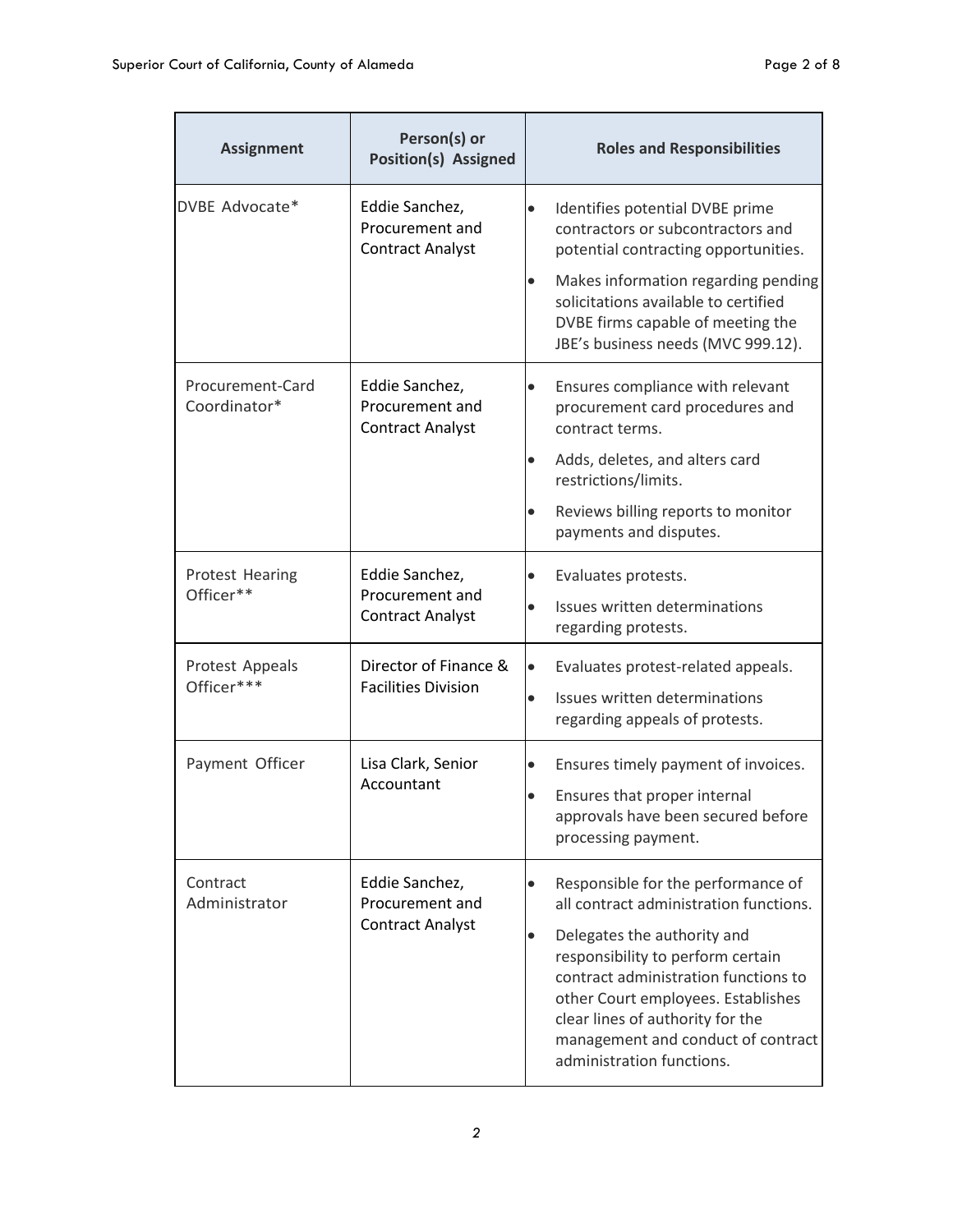| Assignment | Person(s) or Position(s) Assigned | Roles and Responsibilities |
| --- | --- | --- |
| DVBE Advocate* | Eddie Sanchez, Procurement and Contract Analyst | • Identifies potential DVBE prime contractors or subcontractors and potential contracting opportunities.<br>• Makes information regarding pending solicitations available to certified DVBE firms capable of meeting the JBE's business needs (MVC 999.12). |
| Procurement-Card Coordinator* | Eddie Sanchez, Procurement and Contract Analyst | • Ensures compliance with relevant procurement card procedures and contract terms.<br>• Adds, deletes, and alters card restrictions/limits.<br>• Reviews billing reports to monitor payments and disputes. |
| Protest Hearing Officer** | Eddie Sanchez, Procurement and Contract Analyst | • Evaluates protests.<br>• Issues written determinations regarding protests. |
| Protest Appeals Officer*** | Director of Finance & Facilities Division | • Evaluates protest-related appeals.<br>• Issues written determinations regarding appeals of protests. |
| Payment Officer | Lisa Clark, Senior Accountant | • Ensures timely payment of invoices.<br>• Ensures that proper internal approvals have been secured before processing payment. |
| Contract Administrator | Eddie Sanchez, Procurement and Contract Analyst | • Responsible for the performance of all contract administration functions.<br>• Delegates the authority and responsibility to perform certain contract administration functions to other Court employees. Establishes clear lines of authority for the management and conduct of contract administration functions. |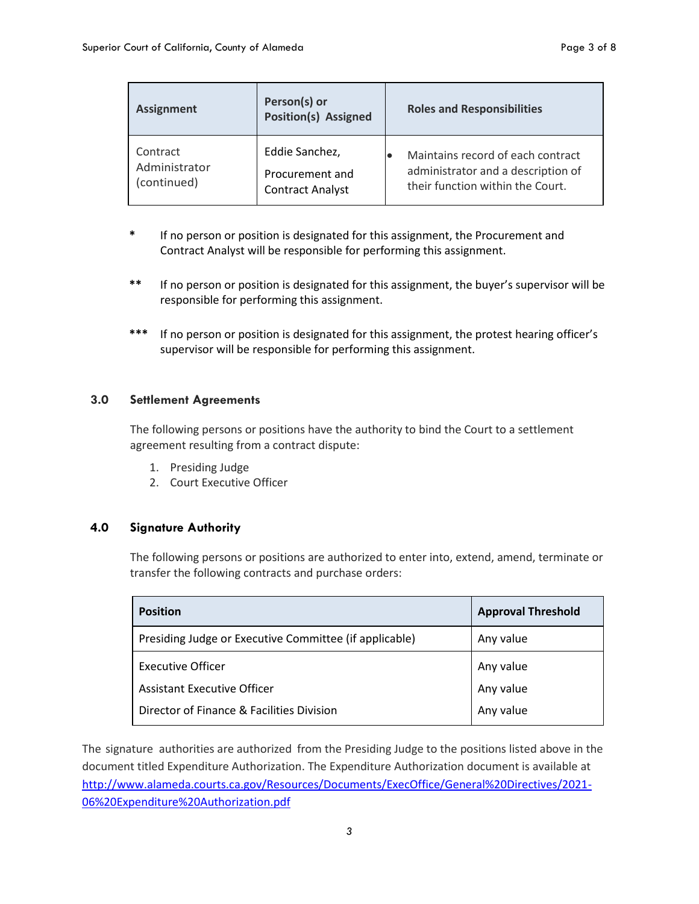| Assignment | Person(s) or Position(s) Assigned | Roles and Responsibilities |
|---|---|---|
| Contract Administrator (continued) | Eddie Sanchez, Procurement and Contract Analyst | • Maintains record of each contract administrator and a description of their function within the Court. |

\* If no person or position is designated for this assignment, the Procurement and Contract Analyst will be responsible for performing this assignment.

\*\* If no person or position is designated for this assignment, the buyer's supervisor will be responsible for performing this assignment.

\*\*\* If no person or position is designated for this assignment, the protest hearing officer's supervisor will be responsible for performing this assignment.

## 3.0 Settlement Agreements

The following persons or positions have the authority to bind the Court to a settlement agreement resulting from a contract dispute:

1. Presiding Judge
2. Court Executive Officer

## 4.0 Signature Authority

The following persons or positions are authorized to enter into, extend, amend, terminate or transfer the following contracts and purchase orders:

| Position | Approval Threshold |
|---|---|
| Presiding Judge or Executive Committee (if applicable) | Any value |
| Executive Officer | Any value |
| Assistant Executive Officer | Any value |
| Director of Finance & Facilities Division | Any value |

The signature authorities are authorized from the Presiding Judge to the positions listed above in the document titled Expenditure Authorization. The Expenditure Authorization document is available at http://www.alameda.courts.ca.gov/Resources/Documents/ExecOffice/General%20Directives/2021-06%20Expenditure%20Authorization.pdf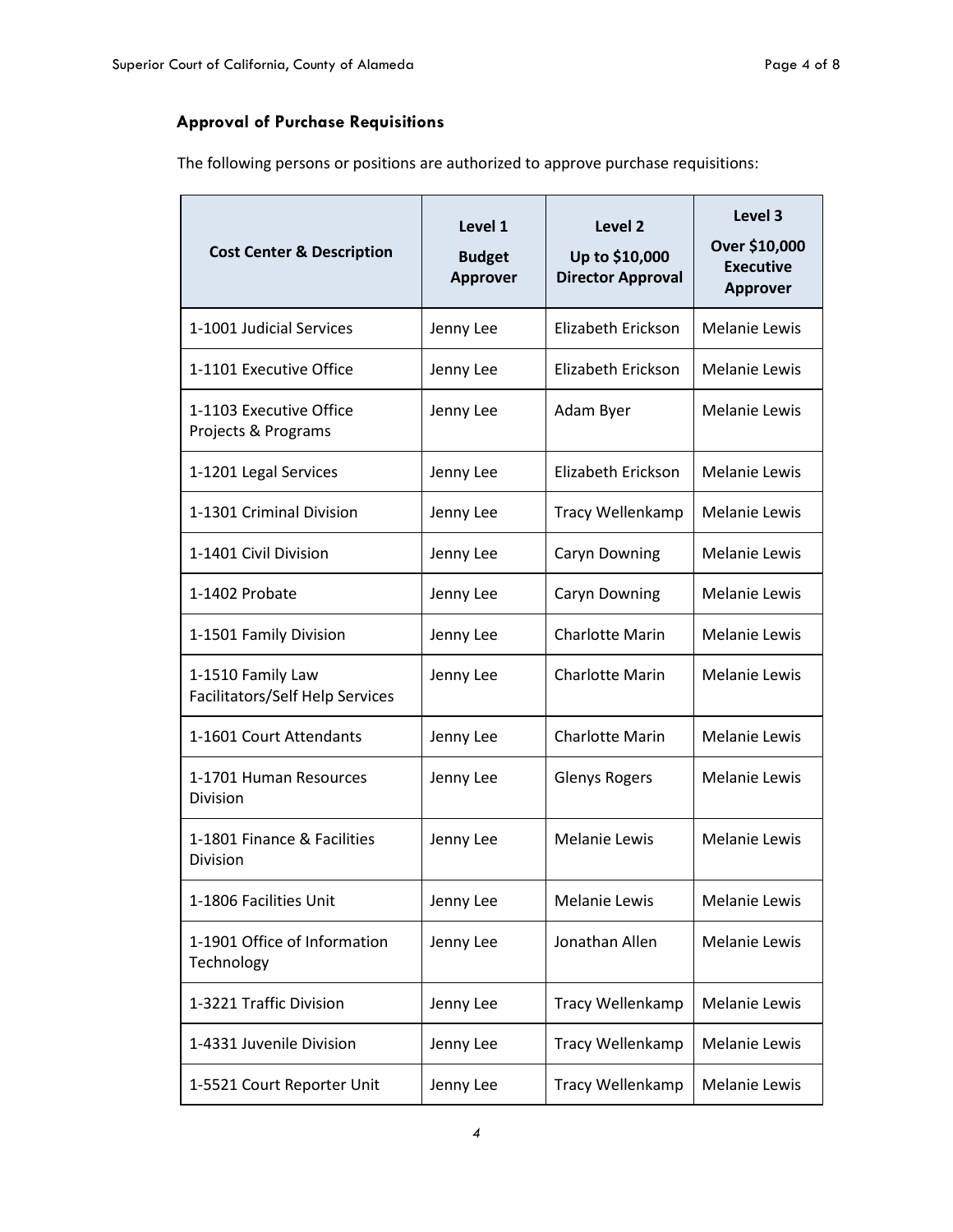### Approval of Purchase Requisitions

The following persons or positions are authorized to approve purchase requisitions:

| Cost Center & Description | Level 1 Budget Approver | Level 2 Up to $10,000 Director Approval | Level 3 Over $10,000 Executive Approver |
|---|---|---|---|
| 1-1001 Judicial Services | Jenny Lee | Elizabeth Erickson | Melanie Lewis |
| 1-1101 Executive Office | Jenny Lee | Elizabeth Erickson | Melanie Lewis |
| 1-1103 Executive Office Projects & Programs | Jenny Lee | Adam Byer | Melanie Lewis |
| 1-1201 Legal Services | Jenny Lee | Elizabeth Erickson | Melanie Lewis |
| 1-1301 Criminal Division | Jenny Lee | Tracy Wellenkamp | Melanie Lewis |
| 1-1401 Civil Division | Jenny Lee | Caryn Downing | Melanie Lewis |
| 1-1402 Probate | Jenny Lee | Caryn Downing | Melanie Lewis |
| 1-1501 Family Division | Jenny Lee | Charlotte Marin | Melanie Lewis |
| 1-1510 Family Law Facilitators/Self Help Services | Jenny Lee | Charlotte Marin | Melanie Lewis |
| 1-1601 Court Attendants | Jenny Lee | Charlotte Marin | Melanie Lewis |
| 1-1701 Human Resources Division | Jenny Lee | Glenys Rogers | Melanie Lewis |
| 1-1801 Finance & Facilities Division | Jenny Lee | Melanie Lewis | Melanie Lewis |
| 1-1806 Facilities Unit | Jenny Lee | Melanie Lewis | Melanie Lewis |
| 1-1901 Office of Information Technology | Jenny Lee | Jonathan Allen | Melanie Lewis |
| 1-3221 Traffic Division | Jenny Lee | Tracy Wellenkamp | Melanie Lewis |
| 1-4331 Juvenile Division | Jenny Lee | Tracy Wellenkamp | Melanie Lewis |
| 1-5521 Court Reporter Unit | Jenny Lee | Tracy Wellenkamp | Melanie Lewis |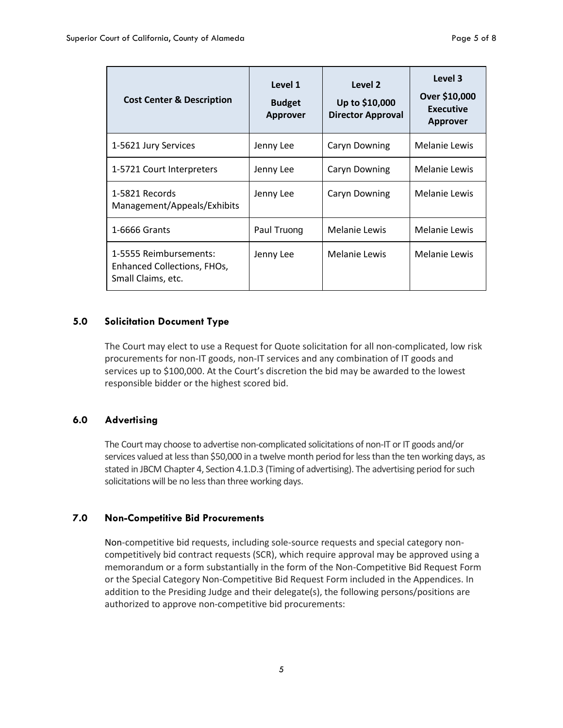| Cost Center & Description | Level 1 Budget Approver | Level 2 Up to $10,000 Director Approval | Level 3 Over $10,000 Executive Approver |
|---|---|---|---|
| 1-5621 Jury Services | Jenny Lee | Caryn Downing | Melanie Lewis |
| 1-5721 Court Interpreters | Jenny Lee | Caryn Downing | Melanie Lewis |
| 1-5821 Records Management/Appeals/Exhibits | Jenny Lee | Caryn Downing | Melanie Lewis |
| 1-6666 Grants | Paul Truong | Melanie Lewis | Melanie Lewis |
| 1-5555 Reimbursements: Enhanced Collections, FHOs, Small Claims, etc. | Jenny Lee | Melanie Lewis | Melanie Lewis |

## 5.0 Solicitation Document Type

The Court may elect to use a Request for Quote solicitation for all non-complicated, low risk procurements for non-IT goods, non-IT services and any combination of IT goods and services up to $100,000. At the Court's discretion the bid may be awarded to the lowest responsible bidder or the highest scored bid.

## 6.0 Advertising

The Court may choose to advertise non-complicated solicitations of non-IT or IT goods and/or services valued at less than $50,000 in a twelve month period for less than the ten working days, as stated in JBCM Chapter 4, Section 4.1.D.3 (Timing of advertising). The advertising period for such solicitations will be no less than three working days.

## 7.0 Non-Competitive Bid Procurements

Non-competitive bid requests, including sole-source requests and special category non-competitively bid contract requests (SCR), which require approval may be approved using a memorandum or a form substantially in the form of the Non-Competitive Bid Request Form or the Special Category Non-Competitive Bid Request Form included in the Appendices. In addition to the Presiding Judge and their delegate(s), the following persons/positions are authorized to approve non-competitive bid procurements: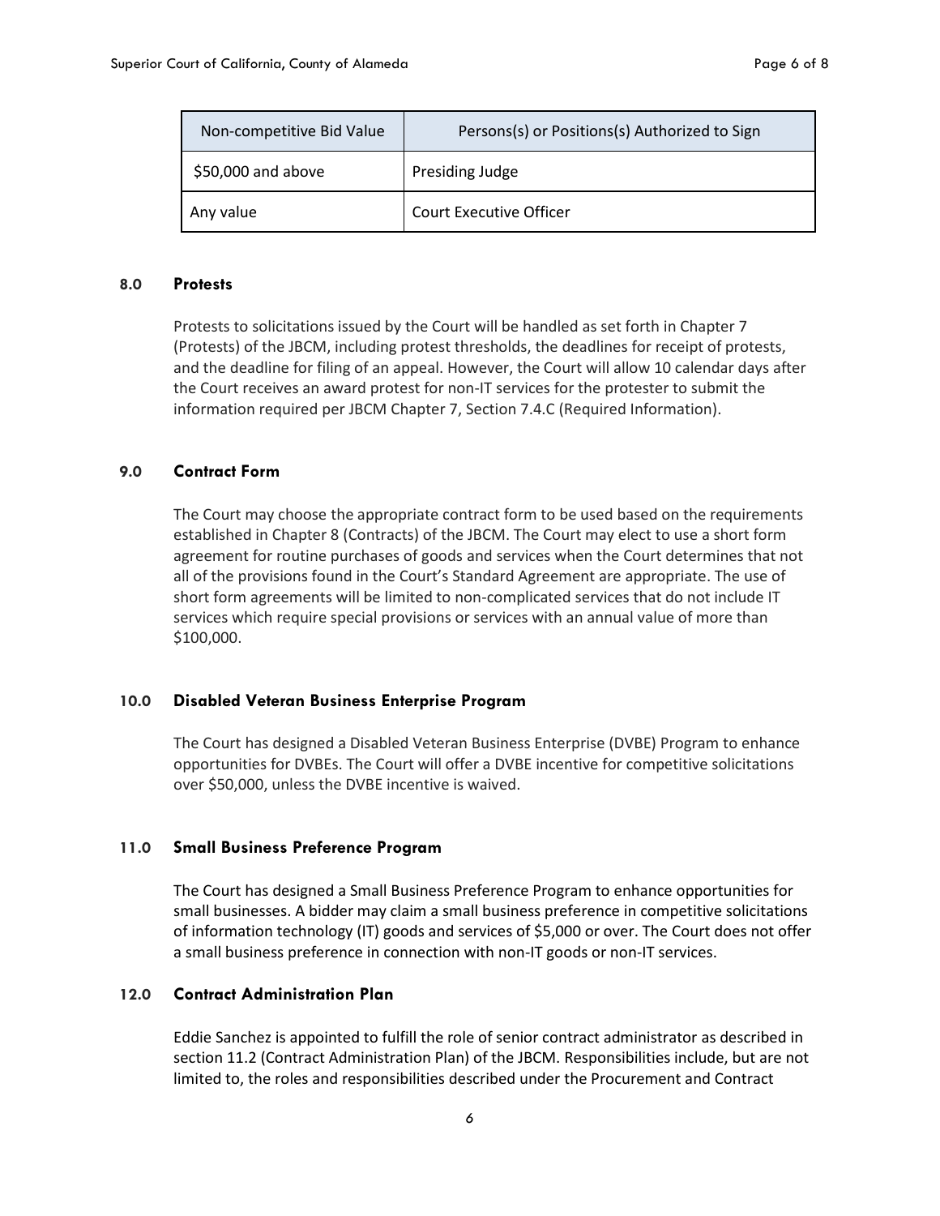| Non-competitive Bid Value | Persons(s) or Positions(s) Authorized to Sign |
| --- | --- |
| $50,000 and above | Presiding Judge |
| Any value | Court Executive Officer |

## 8.0 Protests

Protests to solicitations issued by the Court will be handled as set forth in Chapter 7 (Protests) of the JBCM, including protest thresholds, the deadlines for receipt of protests, and the deadline for filing of an appeal. However, the Court will allow 10 calendar days after the Court receives an award protest for non-IT services for the protester to submit the information required per JBCM Chapter 7, Section 7.4.C (Required Information).

## 9.0 Contract Form

The Court may choose the appropriate contract form to be used based on the requirements established in Chapter 8 (Contracts) of the JBCM. The Court may elect to use a short form agreement for routine purchases of goods and services when the Court determines that not all of the provisions found in the Court's Standard Agreement are appropriate. The use of short form agreements will be limited to non-complicated services that do not include IT services which require special provisions or services with an annual value of more than $100,000.

## 10.0 Disabled Veteran Business Enterprise Program

The Court has designed a Disabled Veteran Business Enterprise (DVBE) Program to enhance opportunities for DVBEs. The Court will offer a DVBE incentive for competitive solicitations over $50,000, unless the DVBE incentive is waived.

## 11.0 Small Business Preference Program

The Court has designed a Small Business Preference Program to enhance opportunities for small businesses. A bidder may claim a small business preference in competitive solicitations of information technology (IT) goods and services of $5,000 or over. The Court does not offer a small business preference in connection with non-IT goods or non-IT services.

## 12.0 Contract Administration Plan

Eddie Sanchez is appointed to fulfill the role of senior contract administrator as described in section 11.2 (Contract Administration Plan) of the JBCM. Responsibilities include, but are not limited to, the roles and responsibilities described under the Procurement and Contract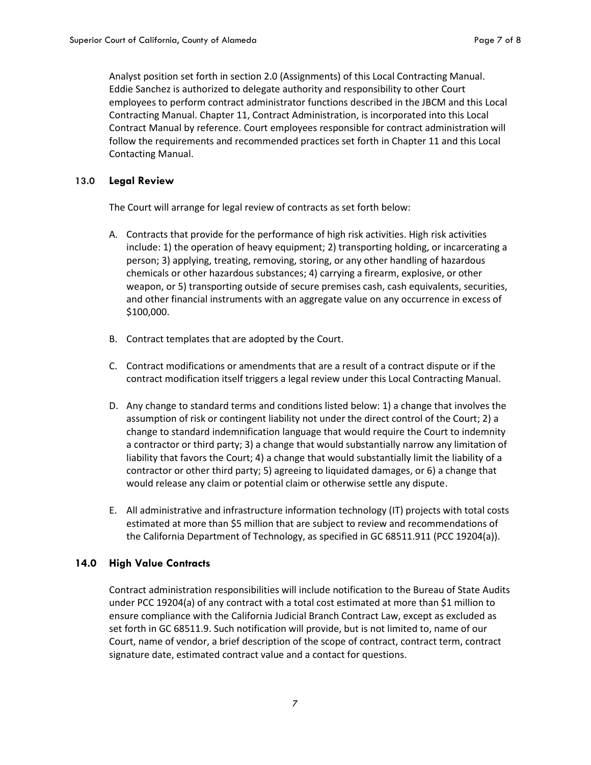Analyst position set forth in section 2.0 (Assignments) of this Local Contracting Manual. Eddie Sanchez is authorized to delegate authority and responsibility to other Court employees to perform contract administrator functions described in the JBCM and this Local Contracting Manual. Chapter 11, Contract Administration, is incorporated into this Local Contract Manual by reference. Court employees responsible for contract administration will follow the requirements and recommended practices set forth in Chapter 11 and this Local Contacting Manual.

### 13.0 Legal Review

The Court will arrange for legal review of contracts as set forth below:

A. Contracts that provide for the performance of high risk activities. High risk activities include: 1) the operation of heavy equipment; 2) transporting holding, or incarcerating a person; 3) applying, treating, removing, storing, or any other handling of hazardous chemicals or other hazardous substances; 4) carrying a firearm, explosive, or other weapon, or 5) transporting outside of secure premises cash, cash equivalents, securities, and other financial instruments with an aggregate value on any occurrence in excess of $100,000.

B. Contract templates that are adopted by the Court.

C. Contract modifications or amendments that are a result of a contract dispute or if the contract modification itself triggers a legal review under this Local Contracting Manual.

D. Any change to standard terms and conditions listed below: 1) a change that involves the assumption of risk or contingent liability not under the direct control of the Court; 2) a change to standard indemnification language that would require the Court to indemnity a contractor or third party; 3) a change that would substantially narrow any limitation of liability that favors the Court; 4) a change that would substantially limit the liability of a contractor or other third party; 5) agreeing to liquidated damages, or 6) a change that would release any claim or potential claim or otherwise settle any dispute.

E. All administrative and infrastructure information technology (IT) projects with total costs estimated at more than $5 million that are subject to review and recommendations of the California Department of Technology, as specified in GC 68511.911 (PCC 19204(a)).

### 14.0 High Value Contracts

Contract administration responsibilities will include notification to the Bureau of State Audits under PCC 19204(a) of any contract with a total cost estimated at more than $1 million to ensure compliance with the California Judicial Branch Contract Law, except as excluded as set forth in GC 68511.9. Such notification will provide, but is not limited to, name of our Court, name of vendor, a brief description of the scope of contract, contract term, contract signature date, estimated contract value and a contact for questions.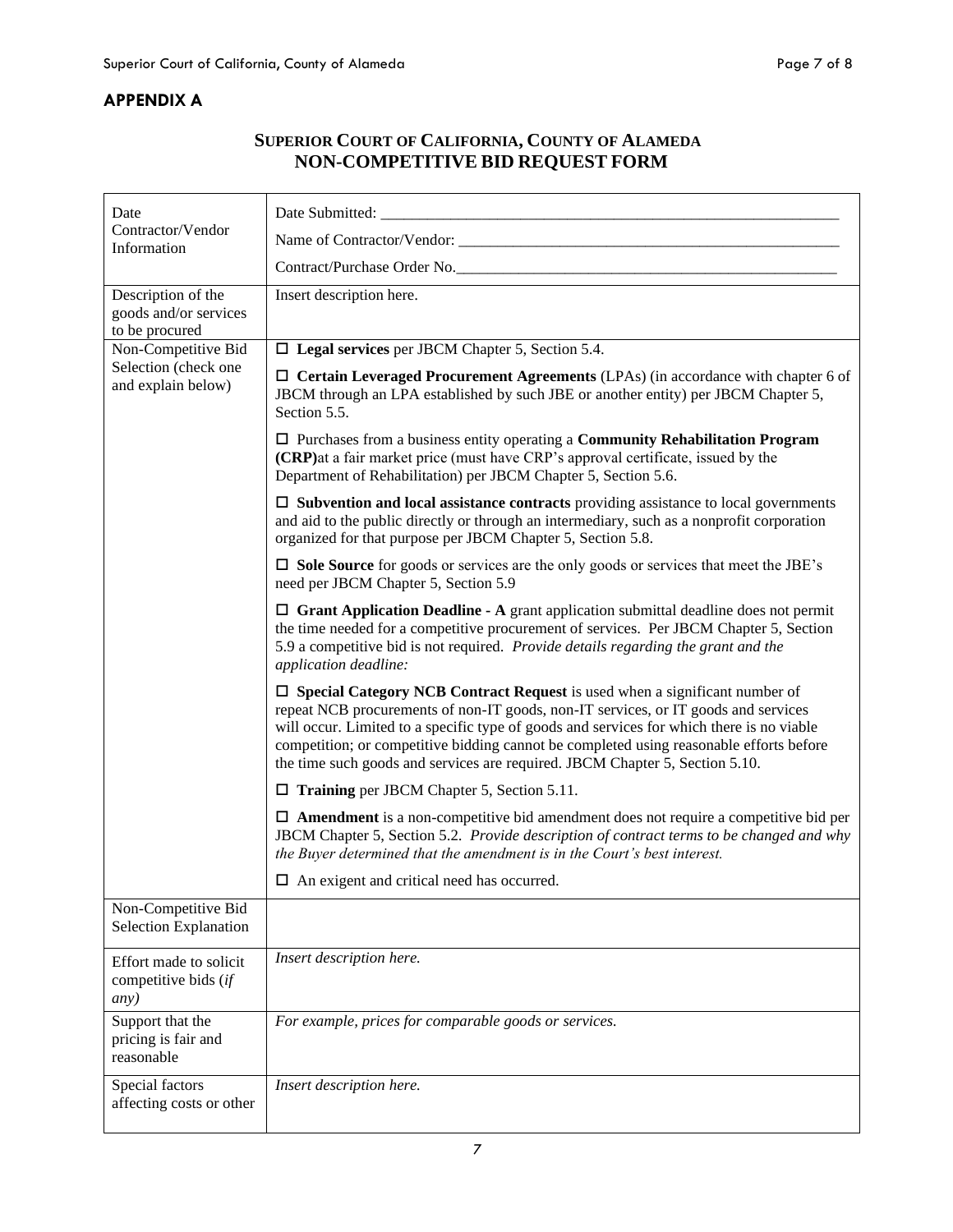## APPENDIX A

### SUPERIOR COURT OF CALIFORNIA, COUNTY OF ALAMEDA
### NON-COMPETITIVE BID REQUEST FORM

| | |
|---|---|
| Date Contractor/Vendor Information | Date Submitted: ____________________________________________________________<br>Name of Contractor/Vendor: ___________________________________________________<br>Contract/Purchase Order No.___________________________________________________ |
| Description of the goods and/or services to be procured | Insert description here. |
| Non-Competitive Bid Selection (check one and explain below) | ☐ **Legal services** per JBCM Chapter 5, Section 5.4.<br><br>☐ **Certain Leveraged Procurement Agreements** (LPAs) (in accordance with chapter 6 of JBCM through an LPA established by such JBE or another entity) per JBCM Chapter 5, Section 5.5.<br><br>☐ Purchases from a business entity operating a **Community Rehabilitation Program (CRP)**at a fair market price (must have CRP's approval certificate, issued by the Department of Rehabilitation) per JBCM Chapter 5, Section 5.6.<br><br>☐ **Subvention and local assistance contracts** providing assistance to local governments and aid to the public directly or through an intermediary, such as a nonprofit corporation organized for that purpose per JBCM Chapter 5, Section 5.8.<br><br>☐ **Sole Source** for goods or services are the only goods or services that meet the JBE's need per JBCM Chapter 5, Section 5.9<br><br>☐ **Grant Application Deadline - A** grant application submittal deadline does not permit the time needed for a competitive procurement of services. Per JBCM Chapter 5, Section 5.9 a competitive bid is not required. *Provide details regarding the grant and the application deadline:*<br><br>☐ **Special Category NCB Contract Request** is used when a significant number of repeat NCB procurements of non-IT goods, non-IT services, or IT goods and services will occur. Limited to a specific type of goods and services for which there is no viable competition; or competitive bidding cannot be completed using reasonable efforts before the time such goods and services are required. JBCM Chapter 5, Section 5.10.<br><br>☐ **Training** per JBCM Chapter 5, Section 5.11.<br><br>☐ **Amendment** is a non-competitive bid amendment does not require a competitive bid per JBCM Chapter 5, Section 5.2. *Provide description of contract terms to be changed and why the Buyer determined that the amendment is in the Court's best interest.*<br><br>☐ An exigent and critical need has occurred. |
| Non-Competitive Bid Selection Explanation | |
| Effort made to solicit competitive bids (*if any)* | *Insert description here.* |
| Support that the pricing is fair and reasonable | *For example, prices for comparable goods or services.* |
| Special factors affecting costs or other | *Insert description here.* |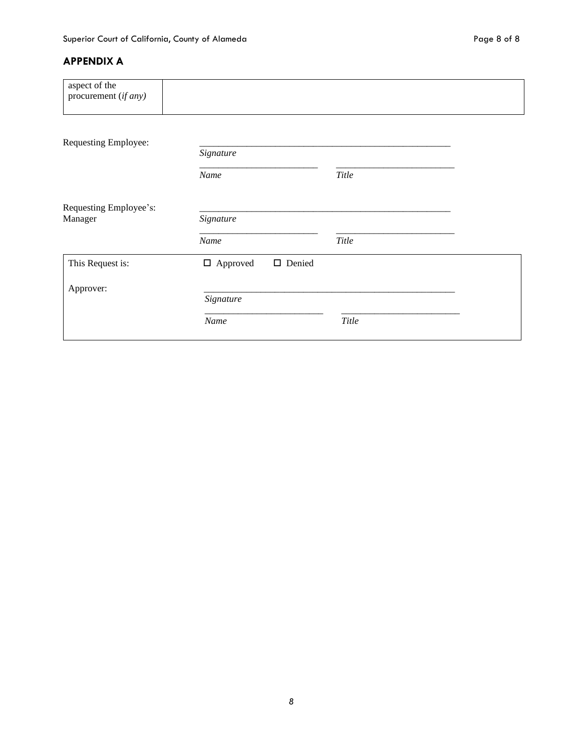## APPENDIX A

| | |
|---|---|
| aspect of the procurement (*if any)* | |

Requesting Employee: \_\_\_\_\_\_\_\_\_\_\_\_\_\_\_\_\_\_\_\_\_\_\_\_\_\_\_\_\_\_\_\_\_\_\_\_\_\_\_\_\_\_\_\_\_\_\_\_\_\_\_\_\_\_
*Signature*

\_\_\_\_\_\_\_\_\_\_\_\_\_\_\_\_\_\_\_\_\_\_\_\_\_\_ \_\_\_\_\_\_\_\_\_\_\_\_\_\_\_\_\_\_\_\_\_\_\_\_\_\_
*Name* *Title*

Requesting Employee's: Manager \_\_\_\_\_\_\_\_\_\_\_\_\_\_\_\_\_\_\_\_\_\_\_\_\_\_\_\_\_\_\_\_\_\_\_\_\_\_\_\_\_\_\_\_\_\_\_\_\_\_\_\_\_\_
*Signature*

\_\_\_\_\_\_\_\_\_\_\_\_\_\_\_\_\_\_\_\_\_\_\_\_\_\_ \_\_\_\_\_\_\_\_\_\_\_\_\_\_\_\_\_\_\_\_\_\_\_\_\_\_
*Name* *Title*

| | |
|---|---|
| This Request is: | ☐ Approved ☐ Denied |
| Approver: | \_\_\_\_\_\_\_\_\_\_\_\_\_\_\_\_\_\_\_\_\_\_\_\_\_\_\_\_\_\_\_\_\_\_\_\_\_\_\_\_\_\_\_\_\_\_\_\_\_\_\_\_\_\_ *Signature* |
| | \_\_\_\_\_\_\_\_\_\_\_\_\_\_\_\_\_\_\_\_\_\_\_\_\_\_ \_\_\_\_\_\_\_\_\_\_\_\_\_\_\_\_\_\_\_\_\_\_\_\_\_\_ *Name* *Title* |